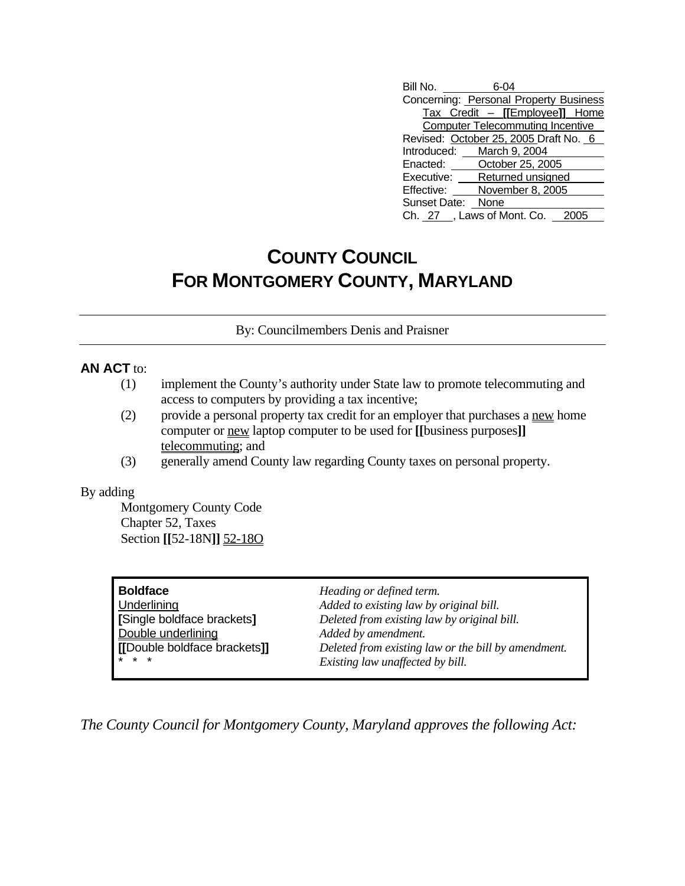Bill No. 6-04
Concerning: Personal Property Business Tax Credit – **[[**Employee**]]** Home Computer Telecommuting Incentive
Revised: October 25, 2005 Draft No. 6
Introduced: March 9, 2004
Enacted: October 25, 2005
Executive: Returned unsigned
Effective: November 8, 2005
Sunset Date: None
Ch. 27 , Laws of Mont. Co. 2005

# COUNTY COUNCIL FOR MONTGOMERY COUNTY, MARYLAND

By: Councilmembers Denis and Praisner

**AN ACT** to:

(1) implement the County's authority under State law to promote telecommuting and access to computers by providing a tax incentive;

(2) provide a personal property tax credit for an employer that purchases a new home computer or new laptop computer to be used for **[[**business purposes**]]** telecommuting; and

(3) generally amend County law regarding County taxes on personal property.

By adding

Montgomery County Code
Chapter 52, Taxes
Section **[[**52-18N**]]** 52-18O

| | |
|---|---|
| **Boldface** | *Heading or defined term.* |
| Underlining | *Added to existing law by original bill.* |
| **[**Single boldface brackets**]** | *Deleted from existing law by original bill.* |
| Double underlining | *Added by amendment.* |
| **[[**Double boldface brackets**]]** | *Deleted from existing law or the bill by amendment.* |
| * * * | *Existing law unaffected by bill.* |

*The County Council for Montgomery County, Maryland approves the following Act:*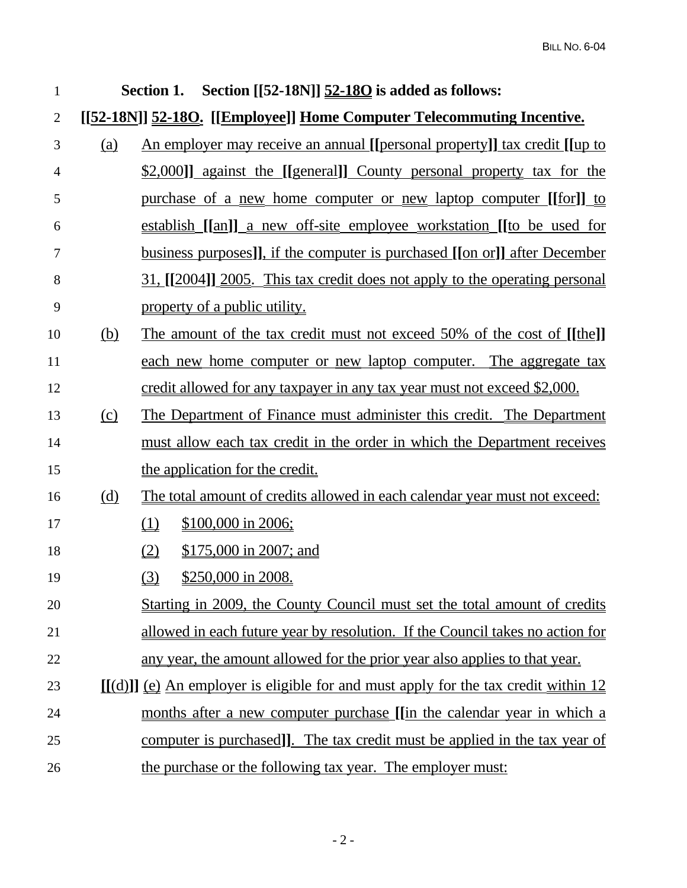**Section 1. Section [[52-18N]] 52-18O is added as follows:**

**[[52-18N]] 52-18O. [[Employee]] Home Computer Telecommuting Incentive.**

(a) An employer may receive an annual **[[**personal property**]]** tax credit **[[**up to $2,000**]]** against the **[[**general**]]** County personal property tax for the purchase of a new home computer or new laptop computer **[[**for**]]** to establish **[[**an**]]** a new off-site employee workstation **[[**to be used for business purposes**]]**, if the computer is purchased **[[**on or**]]** after December 31, **[[**2004**]]** 2005. This tax credit does not apply to the operating personal property of a public utility.

(b) The amount of the tax credit must not exceed 50% of the cost of **[[**the**]]** each new home computer or new laptop computer. The aggregate tax credit allowed for any taxpayer in any tax year must not exceed $2,000.

(c) The Department of Finance must administer this credit. The Department must allow each tax credit in the order in which the Department receives the application for the credit.

(d) The total amount of credits allowed in each calendar year must not exceed:

(1) $100,000 in 2006;

(2) $175,000 in 2007; and

(3) $250,000 in 2008.

Starting in 2009, the County Council must set the total amount of credits allowed in each future year by resolution. If the Council takes no action for any year, the amount allowed for the prior year also applies to that year.

**[[**(d)**]]** (e) An employer is eligible for and must apply for the tax credit within 12 months after a new computer purchase **[[**in the calendar year in which a computer is purchased**]]**. The tax credit must be applied in the tax year of the purchase or the following tax year. The employer must: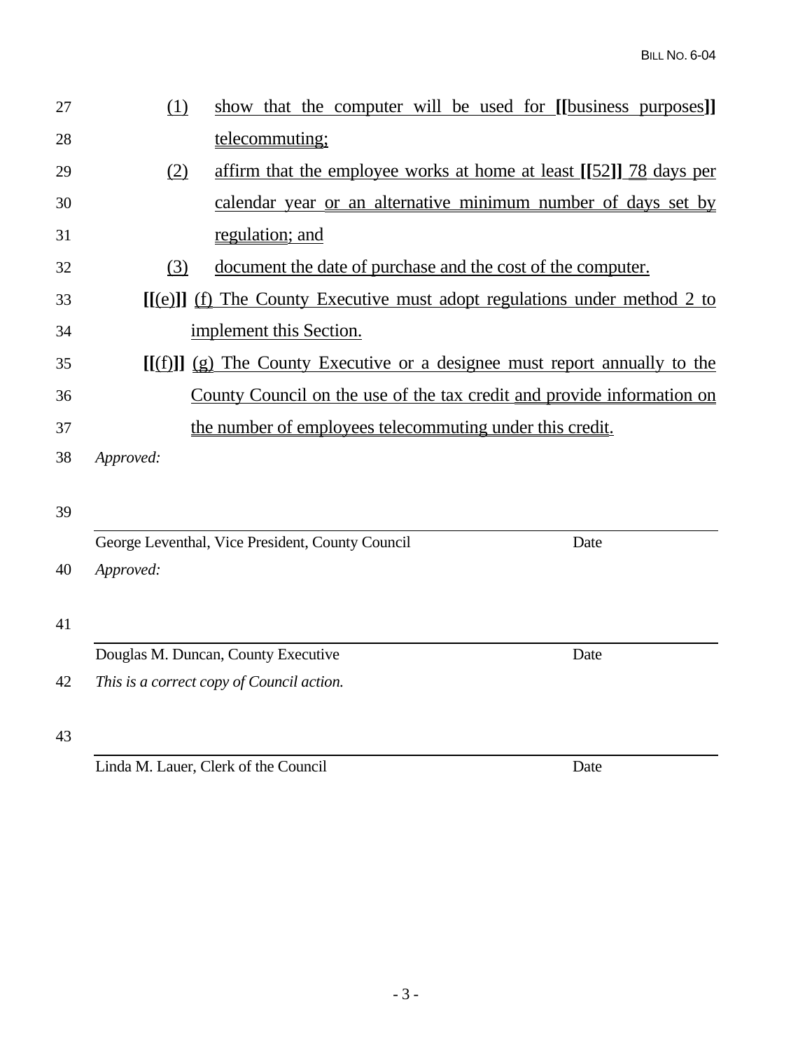27 (1) show that the computer will be used for **[[**business purposes**]]**
28 telecommuting;
29 (2) affirm that the employee works at home at least **[[**52**]]** 78 days per
30 calendar year or an alternative minimum number of days set by
31 regulation; and
32 (3) document the date of purchase and the cost of the computer.
33 **[[**(e)**]]** (f) The County Executive must adopt regulations under method 2 to
34 implement this Section.
35 **[[**(f)**]]** (g) The County Executive or a designee must report annually to the
36 County Council on the use of the tax credit and provide information on
37 the number of employees telecommuting under this credit.
38 *Approved:*

39

George Leventhal, Vice President, County Council Date

40 *Approved:*

41

Douglas M. Duncan, County Executive Date

42 *This is a correct copy of Council action.*

43

Linda M. Lauer, Clerk of the Council Date